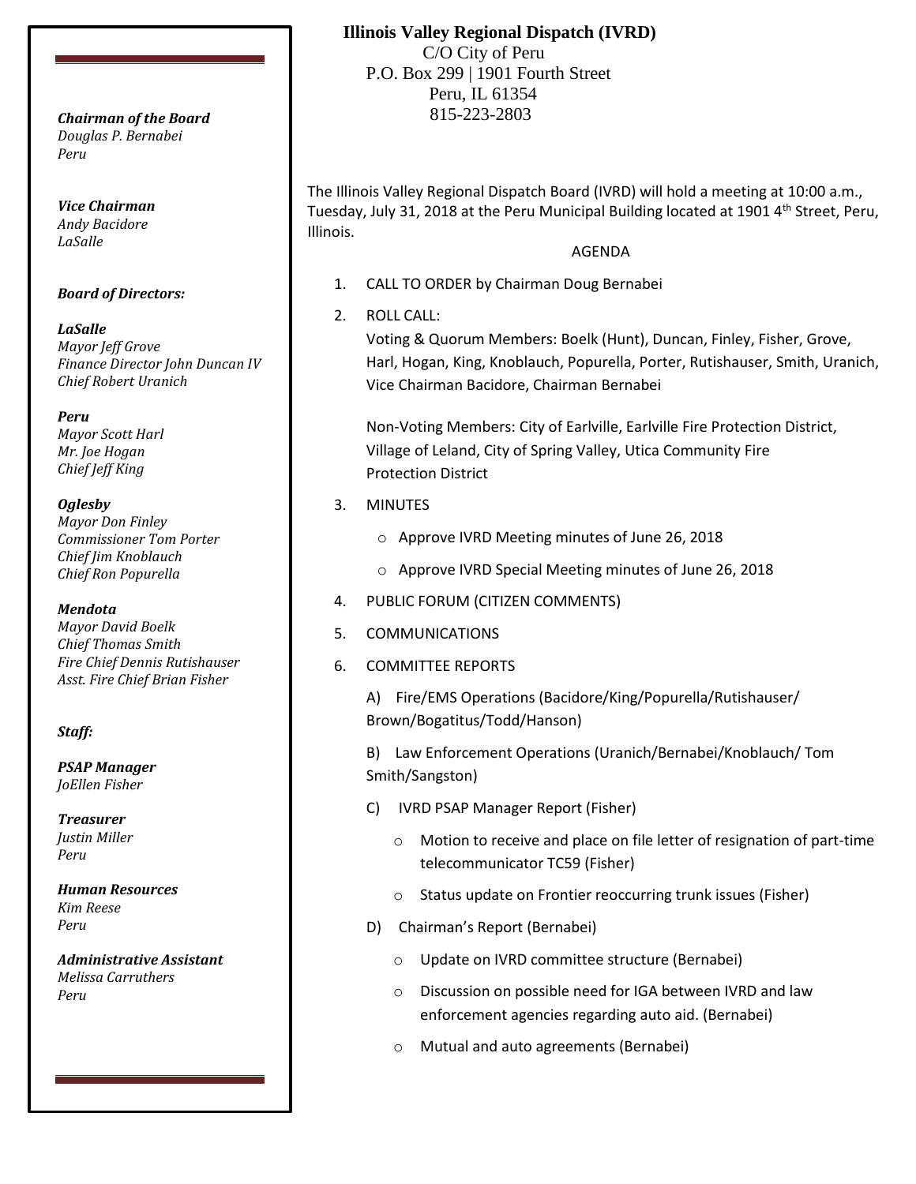# Illinois Valley Regional Dispatch (IVRD)

C/O City of Peru
P.O. Box 299 | 1901 Fourth Street
Peru, IL 61354
815-223-2803

***Chairman of the Board***
*Douglas P. Bernabei*
*Peru*

***Vice Chairman***
*Andy Bacidore*
*LaSalle*

***Board of Directors:***

***LaSalle***
*Mayor Jeff Grove*
*Finance Director John Duncan IV*
*Chief Robert Uranich*

***Peru***
*Mayor Scott Harl*
*Mr. Joe Hogan*
*Chief Jeff King*

***Oglesby***
*Mayor Don Finley*
*Commissioner Tom Porter*
*Chief Jim Knoblauch*
*Chief Ron Popurella*

***Mendota***
*Mayor David Boelk*
*Chief Thomas Smith*
*Fire Chief Dennis Rutishauser*
*Asst. Fire Chief Brian Fisher*

***Staff:***

***PSAP Manager***
*JoEllen Fisher*

***Treasurer***
*Justin Miller*
*Peru*

***Human Resources***
*Kim Reese*
*Peru*

***Administrative Assistant***
*Melissa Carruthers*
*Peru*

The Illinois Valley Regional Dispatch Board (IVRD) will hold a meeting at 10:00 a.m., Tuesday, July 31, 2018 at the Peru Municipal Building located at 1901 4th Street, Peru, Illinois.

AGENDA

1. CALL TO ORDER by Chairman Doug Bernabei
2. ROLL CALL:
   Voting & Quorum Members: Boelk (Hunt), Duncan, Finley, Fisher, Grove, Harl, Hogan, King, Knoblauch, Popurella, Porter, Rutishauser, Smith, Uranich, Vice Chairman Bacidore, Chairman Bernabei

   Non-Voting Members: City of Earlville, Earlville Fire Protection District, Village of Leland, City of Spring Valley, Utica Community Fire Protection District
3. MINUTES
   - Approve IVRD Meeting minutes of June 26, 2018
   - Approve IVRD Special Meeting minutes of June 26, 2018
4. PUBLIC FORUM (CITIZEN COMMENTS)
5. COMMUNICATIONS
6. COMMITTEE REPORTS

   A) Fire/EMS Operations (Bacidore/King/Popurella/Rutishauser/ Brown/Bogatitus/Todd/Hanson)

   B) Law Enforcement Operations (Uranich/Bernabei/Knoblauch/ Tom Smith/Sangston)

   C) IVRD PSAP Manager Report (Fisher)
   - Motion to receive and place on file letter of resignation of part-time telecommunicator TC59 (Fisher)
   - Status update on Frontier reoccurring trunk issues (Fisher)

   D) Chairman's Report (Bernabei)
   - Update on IVRD committee structure (Bernabei)
   - Discussion on possible need for IGA between IVRD and law enforcement agencies regarding auto aid. (Bernabei)
   - Mutual and auto agreements (Bernabei)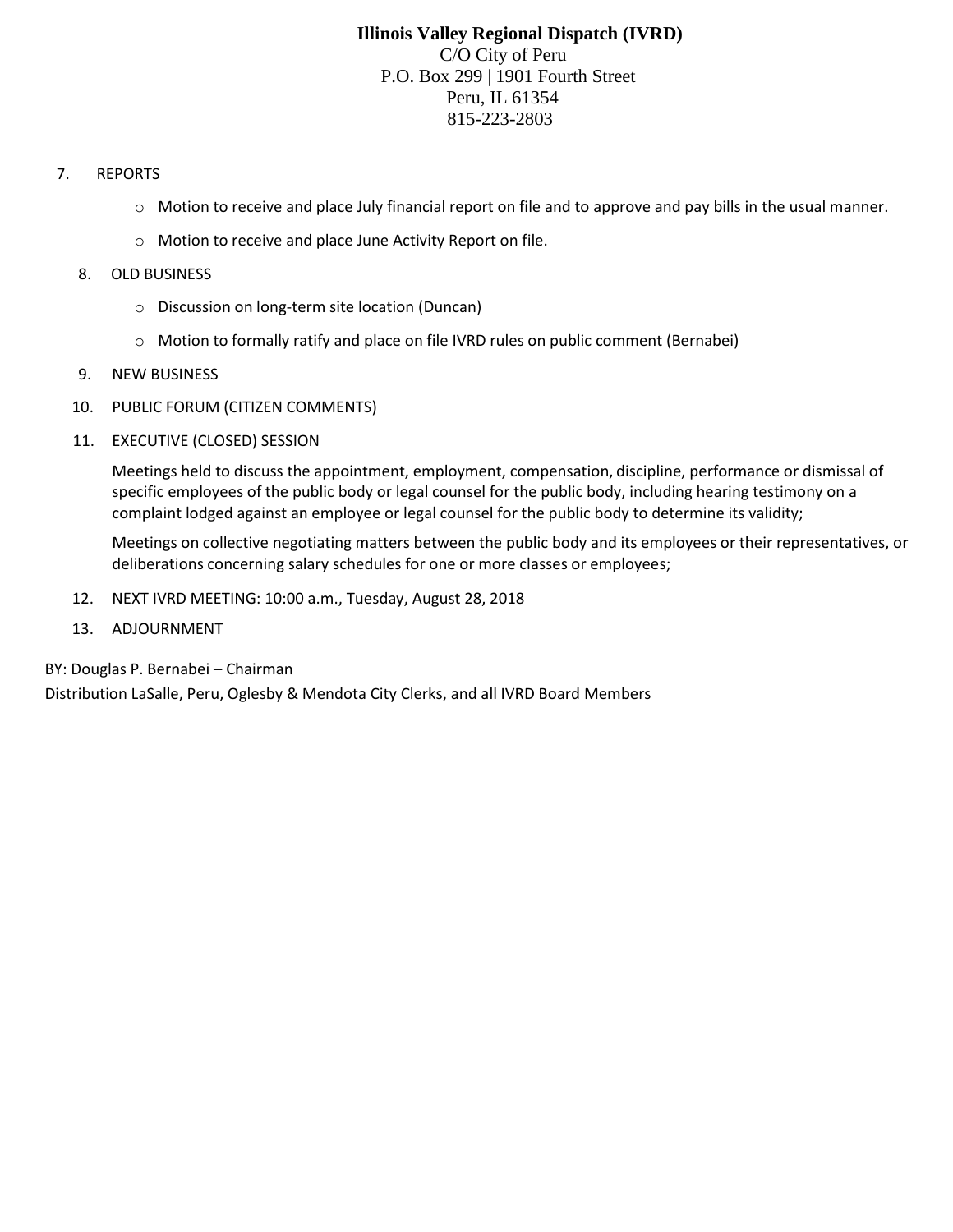**Illinois Valley Regional Dispatch (IVRD)**
C/O City of Peru
P.O. Box 299 | 1901 Fourth Street
Peru, IL 61354
815-223-2803

7. REPORTS

   - Motion to receive and place July financial report on file and to approve and pay bills in the usual manner.
   - Motion to receive and place June Activity Report on file.

8. OLD BUSINESS

   - Discussion on long-term site location (Duncan)
   - Motion to formally ratify and place on file IVRD rules on public comment (Bernabei)

9. NEW BUSINESS

10. PUBLIC FORUM (CITIZEN COMMENTS)

11. EXECUTIVE (CLOSED) SESSION

    Meetings held to discuss the appointment, employment, compensation, discipline, performance or dismissal of specific employees of the public body or legal counsel for the public body, including hearing testimony on a complaint lodged against an employee or legal counsel for the public body to determine its validity;

    Meetings on collective negotiating matters between the public body and its employees or their representatives, or deliberations concerning salary schedules for one or more classes or employees;

12. NEXT IVRD MEETING: 10:00 a.m., Tuesday, August 28, 2018

13. ADJOURNMENT

BY: Douglas P. Bernabei – Chairman

Distribution LaSalle, Peru, Oglesby & Mendota City Clerks, and all IVRD Board Members